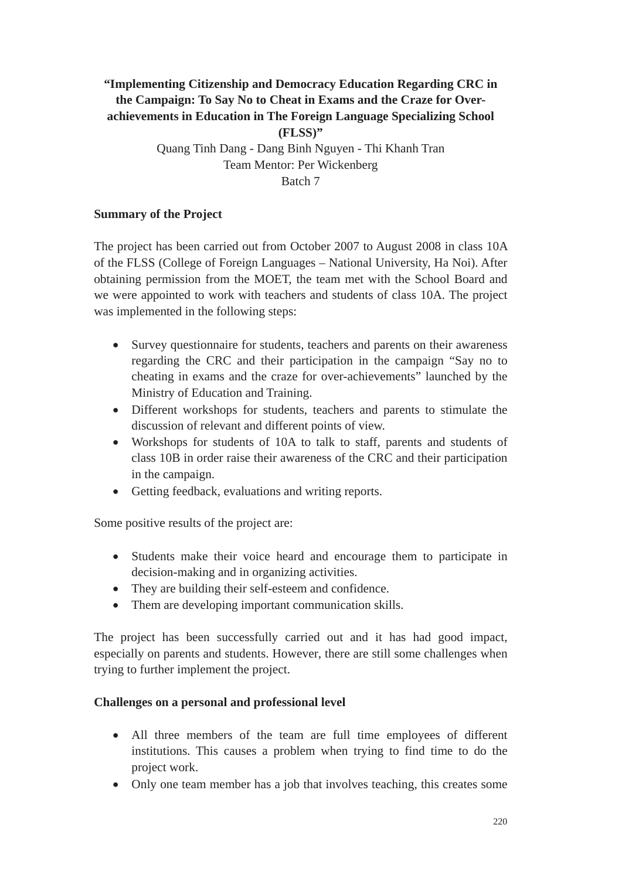# "Implementing Citizenship and Democracy Education Regarding CRC in the Campaign: To Say No to Cheat in Exams and the Craze for Over-achievements in Education in The Foreign Language Specializing School (FLSS)"

Quang Tinh Dang - Dang Binh Nguyen - Thi Khanh Tran
Team Mentor: Per Wickenberg
Batch 7

**Summary of the Project**

The project has been carried out from October 2007 to August 2008 in class 10A of the FLSS (College of Foreign Languages – National University, Ha Noi). After obtaining permission from the MOET, the team met with the School Board and we were appointed to work with teachers and students of class 10A. The project was implemented in the following steps:

- Survey questionnaire for students, teachers and parents on their awareness regarding the CRC and their participation in the campaign "Say no to cheating in exams and the craze for over-achievements" launched by the Ministry of Education and Training.
- Different workshops for students, teachers and parents to stimulate the discussion of relevant and different points of view.
- Workshops for students of 10A to talk to staff, parents and students of class 10B in order raise their awareness of the CRC and their participation in the campaign.
- Getting feedback, evaluations and writing reports.

Some positive results of the project are:

- Students make their voice heard and encourage them to participate in decision-making and in organizing activities.
- They are building their self-esteem and confidence.
- Them are developing important communication skills.

The project has been successfully carried out and it has had good impact, especially on parents and students. However, there are still some challenges when trying to further implement the project.

**Challenges on a personal and professional level**

- All three members of the team are full time employees of different institutions. This causes a problem when trying to find time to do the project work.
- Only one team member has a job that involves teaching, this creates some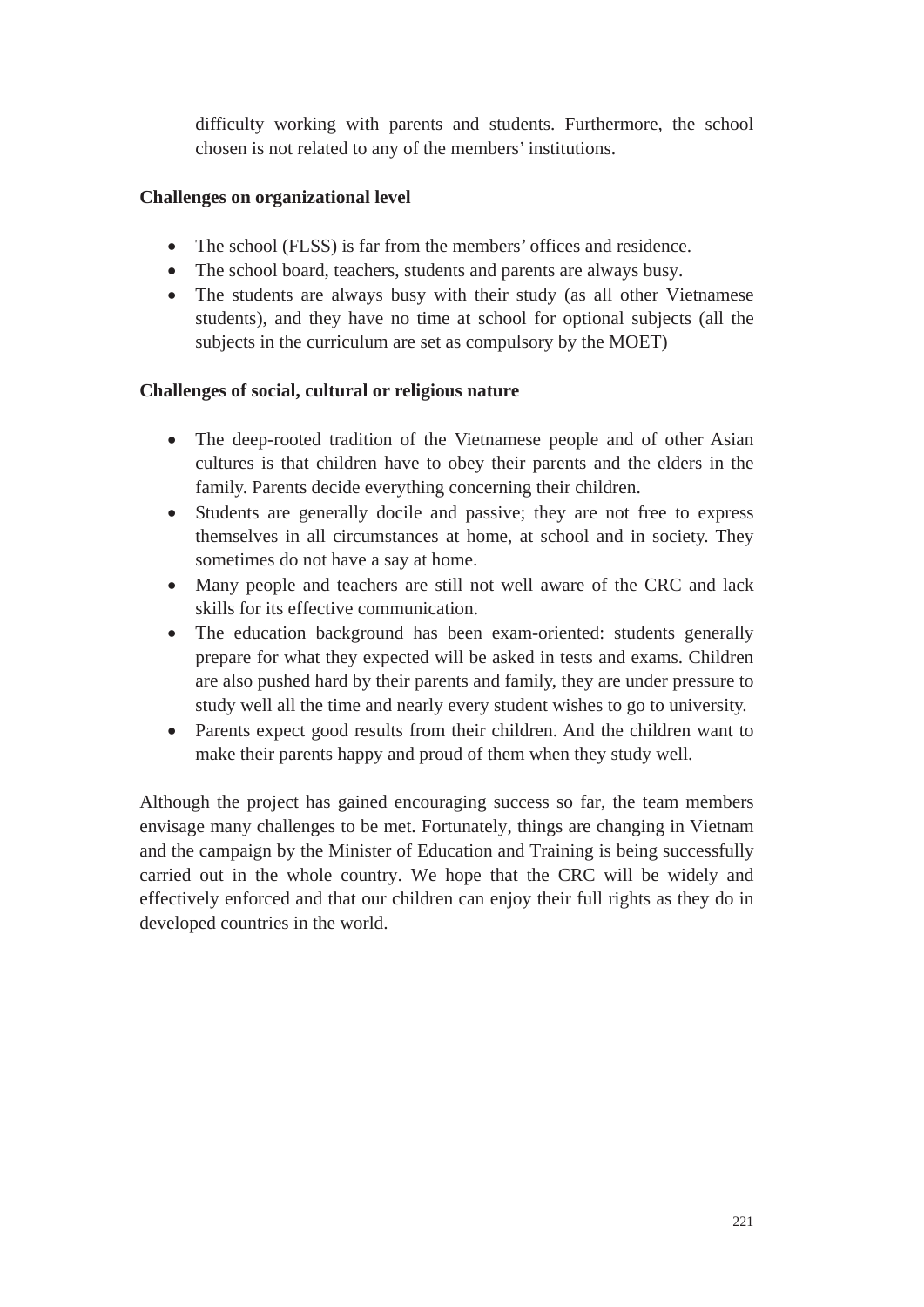difficulty working with parents and students. Furthermore, the school chosen is not related to any of the members' institutions.

**Challenges on organizational level**

- The school (FLSS) is far from the members' offices and residence.
- The school board, teachers, students and parents are always busy.
- The students are always busy with their study (as all other Vietnamese students), and they have no time at school for optional subjects (all the subjects in the curriculum are set as compulsory by the MOET)

**Challenges of social, cultural or religious nature**

- The deep-rooted tradition of the Vietnamese people and of other Asian cultures is that children have to obey their parents and the elders in the family. Parents decide everything concerning their children.
- Students are generally docile and passive; they are not free to express themselves in all circumstances at home, at school and in society. They sometimes do not have a say at home.
- Many people and teachers are still not well aware of the CRC and lack skills for its effective communication.
- The education background has been exam-oriented: students generally prepare for what they expected will be asked in tests and exams. Children are also pushed hard by their parents and family, they are under pressure to study well all the time and nearly every student wishes to go to university.
- Parents expect good results from their children. And the children want to make their parents happy and proud of them when they study well.

Although the project has gained encouraging success so far, the team members envisage many challenges to be met. Fortunately, things are changing in Vietnam and the campaign by the Minister of Education and Training is being successfully carried out in the whole country. We hope that the CRC will be widely and effectively enforced and that our children can enjoy their full rights as they do in developed countries in the world.